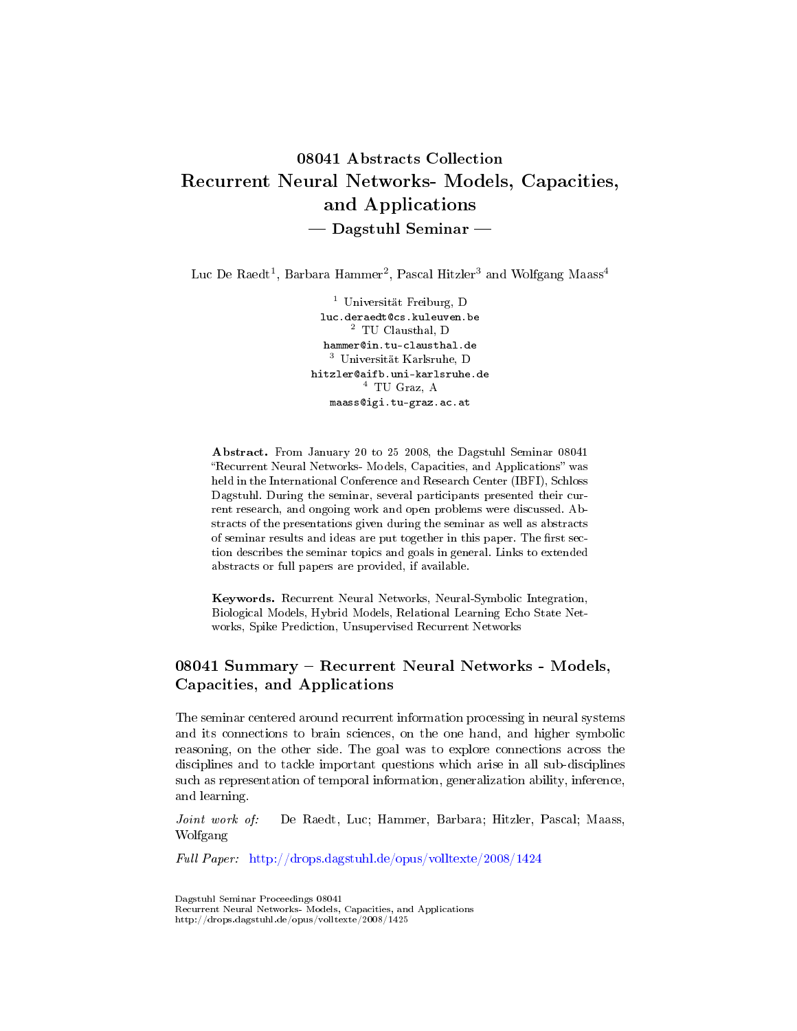# 08041 Abstracts Collection
# Recurrent Neural Networks- Models, Capacities, and Applications
## — Dagstuhl Seminar —

Luc De Raedt[1], Barbara Hammer[2], Pascal Hitzler[3] and Wolfgang Maass[4]

[1] Universität Freiburg, D
luc.deraedt@cs.kuleuven.be
[2] TU Clausthal, D
hammer@in.tu-clausthal.de
[3] Universität Karlsruhe, D
hitzler@aifb.uni-karlsruhe.de
[4] TU Graz, A
maass@igi.tu-graz.ac.at

**Abstract.** From January 20 to 25 2008, the Dagstuhl Seminar 08041 "Recurrent Neural Networks- Models, Capacities, and Applications" was held in the International Conference and Research Center (IBFI), Schloss Dagstuhl. During the seminar, several participants presented their current research, and ongoing work and open problems were discussed. Abstracts of the presentations given during the seminar as well as abstracts of seminar results and ideas are put together in this paper. The first section describes the seminar topics and goals in general. Links to extended abstracts or full papers are provided, if available.

**Keywords.** Recurrent Neural Networks, Neural-Symbolic Integration, Biological Models, Hybrid Models, Relational Learning Echo State Networks, Spike Prediction, Unsupervised Recurrent Networks

## 08041 Summary – Recurrent Neural Networks - Models, Capacities, and Applications

The seminar centered around recurrent information processing in neural systems and its connections to brain sciences, on the one hand, and higher symbolic reasoning, on the other side. The goal was to explore connections across the disciplines and to tackle important questions which arise in all sub-disciplines such as representation of temporal information, generalization ability, inference, and learning.

*Joint work of:* De Raedt, Luc; Hammer, Barbara; Hitzler, Pascal; Maass, Wolfgang

*Full Paper:* http://drops.dagstuhl.de/opus/volltexte/2008/1424

Dagstuhl Seminar Proceedings 08041
Recurrent Neural Networks- Models, Capacities, and Applications
http://drops.dagstuhl.de/opus/volltexte/2008/1425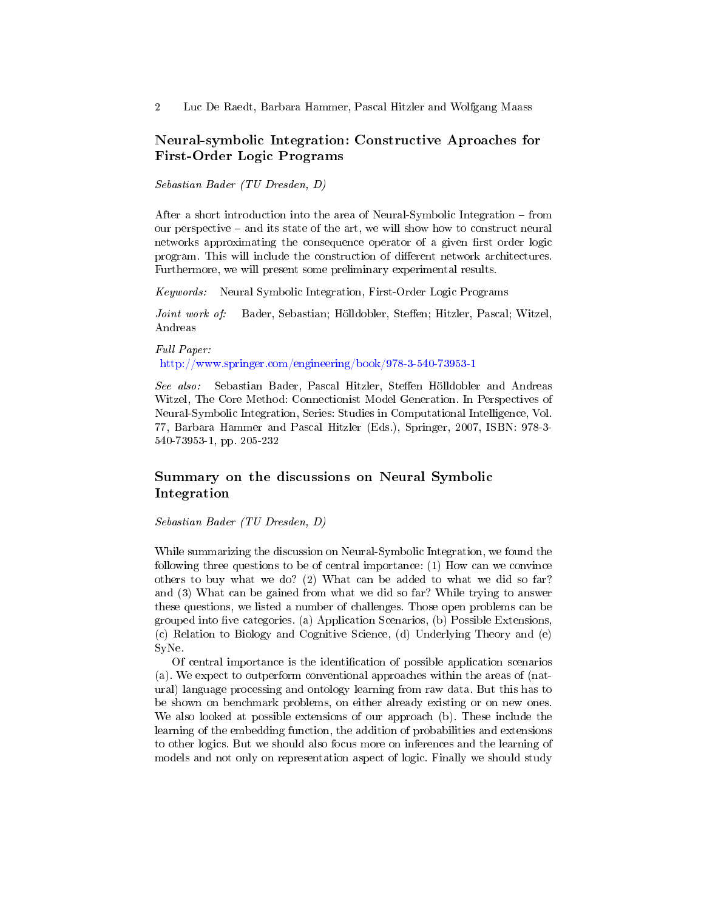## Neural-symbolic Integration: Constructive Aproaches for First-Order Logic Programs

*Sebastian Bader (TU Dresden, D)*

After a short introduction into the area of Neural-Symbolic Integration – from our perspective – and its state of the art, we will show how to construct neural networks approximating the consequence operator of a given first order logic program. This will include the construction of different network architectures. Furthermore, we will present some preliminary experimental results.

*Keywords:* Neural Symbolic Integration, First-Order Logic Programs

*Joint work of:* Bader, Sebastian; Hölldobler, Steffen; Hitzler, Pascal; Witzel, Andreas

*Full Paper:*
http://www.springer.com/engineering/book/978-3-540-73953-1

*See also:* Sebastian Bader, Pascal Hitzler, Steffen Hölldobler and Andreas Witzel, The Core Method: Connectionist Model Generation. In Perspectives of Neural-Symbolic Integration, Series: Studies in Computational Intelligence, Vol. 77, Barbara Hammer and Pascal Hitzler (Eds.), Springer, 2007, ISBN: 978-3-540-73953-1, pp. 205-232

## Summary on the discussions on Neural Symbolic Integration

*Sebastian Bader (TU Dresden, D)*

While summarizing the discussion on Neural-Symbolic Integration, we found the following three questions to be of central importance: (1) How can we convince others to buy what we do? (2) What can be added to what we did so far? and (3) What can be gained from what we did so far? While trying to answer these questions, we listed a number of challenges. Those open problems can be grouped into five categories. (a) Application Scenarios, (b) Possible Extensions, (c) Relation to Biology and Cognitive Science, (d) Underlying Theory and (e) SyNe.

Of central importance is the identification of possible application scenarios (a). We expect to outperform conventional approaches within the areas of (natural) language processing and ontology learning from raw data. But this has to be shown on benchmark problems, on either already existing or on new ones. We also looked at possible extensions of our approach (b). These include the learning of the embedding function, the addition of probabilities and extensions to other logics. But we should also focus more on inferences and the learning of models and not only on representation aspect of logic. Finally we should study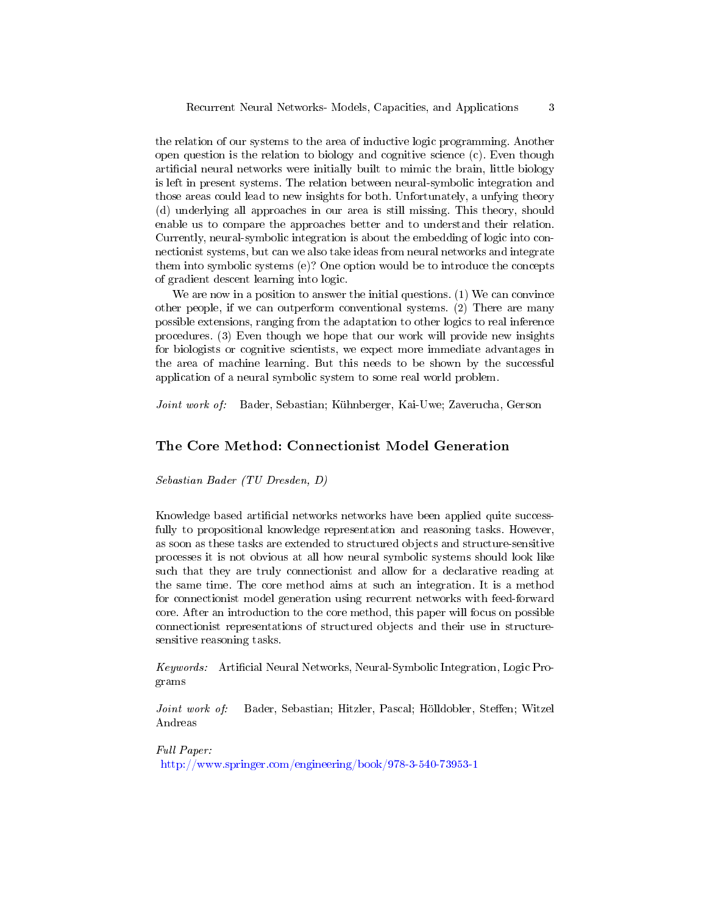the relation of our systems to the area of inductive logic programming. Another open question is the relation to biology and cognitive science (c). Even though artificial neural networks were initially built to mimic the brain, little biology is left in present systems. The relation between neural-symbolic integration and those areas could lead to new insights for both. Unfortunately, a unfying theory (d) underlying all approaches in our area is still missing. This theory, should enable us to compare the approaches better and to understand their relation. Currently, neural-symbolic integration is about the embedding of logic into connectionist systems, but can we also take ideas from neural networks and integrate them into symbolic systems (e)? One option would be to introduce the concepts of gradient descent learning into logic.

We are now in a position to answer the initial questions. (1) We can convince other people, if we can outperform conventional systems. (2) There are many possible extensions, ranging from the adaptation to other logics to real inference procedures. (3) Even though we hope that our work will provide new insights for biologists or cognitive scientists, we expect more immediate advantages in the area of machine learning. But this needs to be shown by the successful application of a neural symbolic system to some real world problem.

*Joint work of:* Bader, Sebastian; Kühnberger, Kai-Uwe; Zaverucha, Gerson

## The Core Method: Connectionist Model Generation

*Sebastian Bader (TU Dresden, D)*

Knowledge based artificial networks networks have been applied quite successfully to propositional knowledge representation and reasoning tasks. However, as soon as these tasks are extended to structured objects and structure-sensitive processes it is not obvious at all how neural symbolic systems should look like such that they are truly connectionist and allow for a declarative reading at the same time. The core method aims at such an integration. It is a method for connectionist model generation using recurrent networks with feed-forward core. After an introduction to the core method, this paper will focus on possible connectionist representations of structured objects and their use in structure-sensitive reasoning tasks.

*Keywords:* Artificial Neural Networks, Neural-Symbolic Integration, Logic Programs

*Joint work of:* Bader, Sebastian; Hitzler, Pascal; Hölldobler, Steffen; Witzel Andreas

*Full Paper:*
http://www.springer.com/engineering/book/978-3-540-73953-1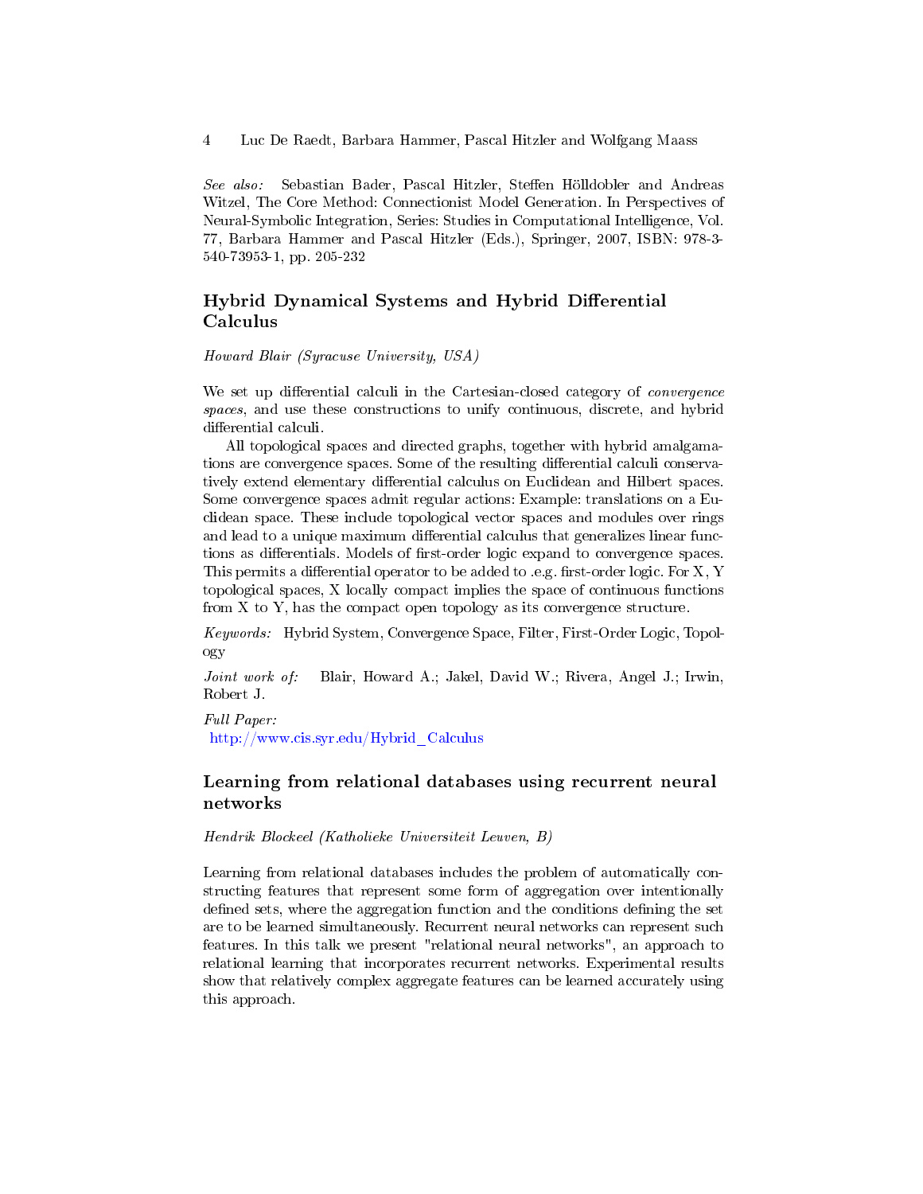*See also:* Sebastian Bader, Pascal Hitzler, Steffen Hölldobler and Andreas Witzel, The Core Method: Connectionist Model Generation. In Perspectives of Neural-Symbolic Integration, Series: Studies in Computational Intelligence, Vol. 77, Barbara Hammer and Pascal Hitzler (Eds.), Springer, 2007, ISBN: 978-3-540-73953-1, pp. 205-232

## Hybrid Dynamical Systems and Hybrid Differential Calculus

*Howard Blair (Syracuse University, USA)*

We set up differential calculi in the Cartesian-closed category of *convergence spaces*, and use these constructions to unify continuous, discrete, and hybrid differential calculi.

All topological spaces and directed graphs, together with hybrid amalgamations are convergence spaces. Some of the resulting differential calculi conservatively extend elementary differential calculus on Euclidean and Hilbert spaces. Some convergence spaces admit regular actions: Example: translations on a Euclidean space. These include topological vector spaces and modules over rings and lead to a unique maximum differential calculus that generalizes linear functions as differentials. Models of first-order logic expand to convergence spaces. This permits a differential operator to be added to .e.g. first-order logic. For X, Y topological spaces, X locally compact implies the space of continuous functions from X to Y, has the compact open topology as its convergence structure.

*Keywords:* Hybrid System, Convergence Space, Filter, First-Order Logic, Topology

*Joint work of:* Blair, Howard A.; Jakel, David W.; Rivera, Angel J.; Irwin, Robert J.

*Full Paper:*
http://www.cis.syr.edu/Hybrid_Calculus

## Learning from relational databases using recurrent neural networks

*Hendrik Blockeel (Katholieke Universiteit Leuven, B)*

Learning from relational databases includes the problem of automatically constructing features that represent some form of aggregation over intentionally defined sets, where the aggregation function and the conditions defining the set are to be learned simultaneously. Recurrent neural networks can represent such features. In this talk we present "relational neural networks", an approach to relational learning that incorporates recurrent networks. Experimental results show that relatively complex aggregate features can be learned accurately using this approach.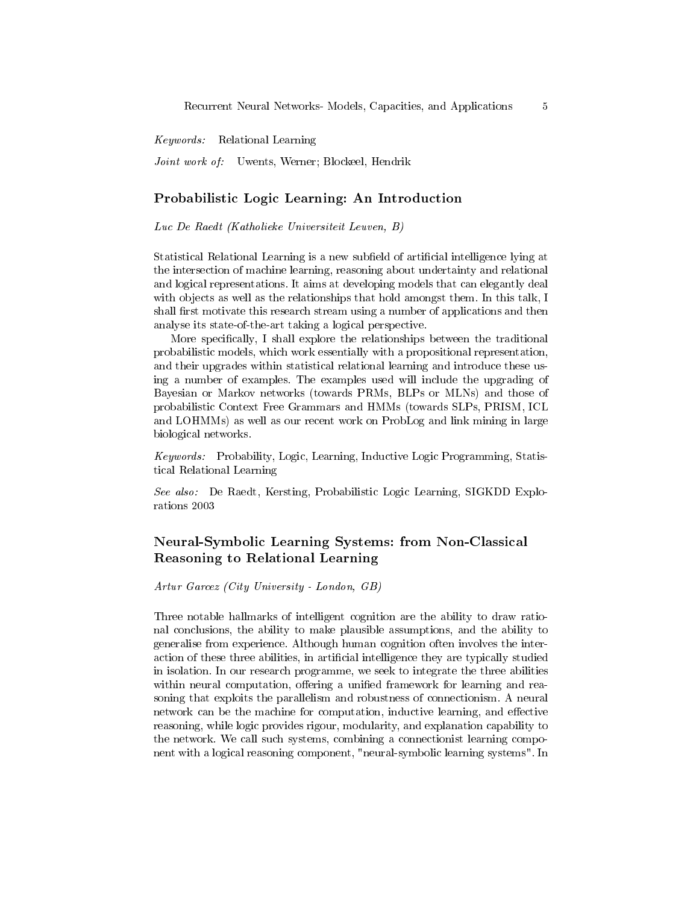*Keywords:* Relational Learning

*Joint work of:* Uwents, Werner; Blockeel, Hendrik

## Probabilistic Logic Learning: An Introduction

*Luc De Raedt (Katholieke Universiteit Leuven, B)*

Statistical Relational Learning is a new subfield of artificial intelligence lying at the intersection of machine learning, reasoning about undertainty and relational and logical representations. It aims at developing models that can elegantly deal with objects as well as the relationships that hold amongst them. In this talk, I shall first motivate this research stream using a number of applications and then analyse its state-of-the-art taking a logical perspective.

More specifically, I shall explore the relationships between the traditional probabilistic models, which work essentially with a propositional representation, and their upgrades within statistical relational learning and introduce these using a number of examples. The examples used will include the upgrading of Bayesian or Markov networks (towards PRMs, BLPs or MLNs) and those of probabilistic Context Free Grammars and HMMs (towards SLPs, PRISM, ICL and LOHMMs) as well as our recent work on ProbLog and link mining in large biological networks.

*Keywords:* Probability, Logic, Learning, Inductive Logic Programming, Statistical Relational Learning

*See also:* De Raedt, Kersting, Probabilistic Logic Learning, SIGKDD Explorations 2003

## Neural-Symbolic Learning Systems: from Non-Classical Reasoning to Relational Learning

*Artur Garcez (City University - London, GB)*

Three notable hallmarks of intelligent cognition are the ability to draw rational conclusions, the ability to make plausible assumptions, and the ability to generalise from experience. Although human cognition often involves the interaction of these three abilities, in artificial intelligence they are typically studied in isolation. In our research programme, we seek to integrate the three abilities within neural computation, offering a unified framework for learning and reasoning that exploits the parallelism and robustness of connectionism. A neural network can be the machine for computation, inductive learning, and effective reasoning, while logic provides rigour, modularity, and explanation capability to the network. We call such systems, combining a connectionist learning component with a logical reasoning component, "neural-symbolic learning systems". In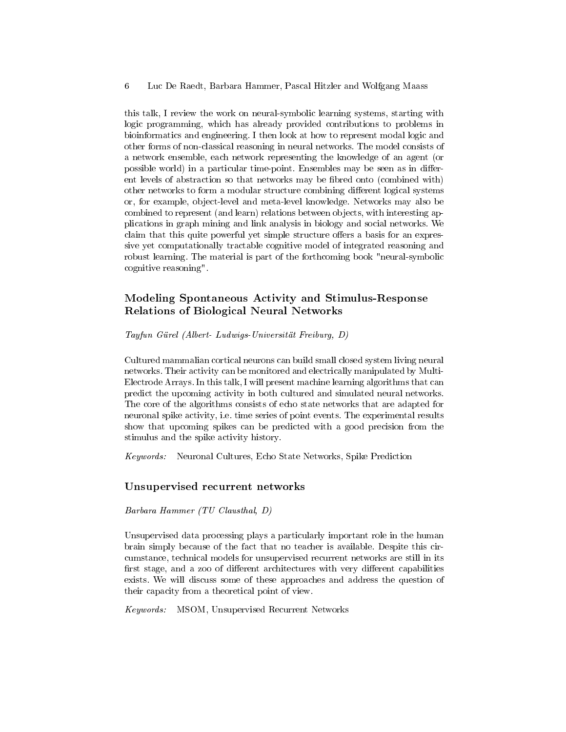this talk, I review the work on neural-symbolic learning systems, starting with logic programming, which has already provided contributions to problems in bioinformatics and engineering. I then look at how to represent modal logic and other forms of non-classical reasoning in neural networks. The model consists of a network ensemble, each network representing the knowledge of an agent (or possible world) in a particular time-point. Ensembles may be seen as in different levels of abstraction so that networks may be fibred onto (combined with) other networks to form a modular structure combining different logical systems or, for example, object-level and meta-level knowledge. Networks may also be combined to represent (and learn) relations between objects, with interesting applications in graph mining and link analysis in biology and social networks. We claim that this quite powerful yet simple structure offers a basis for an expressive yet computationally tractable cognitive model of integrated reasoning and robust learning. The material is part of the forthcoming book "neural-symbolic cognitive reasoning".

## Modeling Spontaneous Activity and Stimulus-Response Relations of Biological Neural Networks

*Tayfun Gürel (Albert- Ludwigs-Universität Freiburg, D)*

Cultured mammalian cortical neurons can build small closed system living neural networks. Their activity can be monitored and electrically manipulated by Multi-Electrode Arrays. In this talk, I will present machine learning algorithms that can predict the upcoming activity in both cultured and simulated neural networks. The core of the algorithms consists of echo state networks that are adapted for neuronal spike activity, i.e. time series of point events. The experimental results show that upcoming spikes can be predicted with a good precision from the stimulus and the spike activity history.

*Keywords:* Neuronal Cultures, Echo State Networks, Spike Prediction

## Unsupervised recurrent networks

*Barbara Hammer (TU Clausthal, D)*

Unsupervised data processing plays a particularly important role in the human brain simply because of the fact that no teacher is available. Despite this circumstance, technical models for unsupervised recurrent networks are still in its first stage, and a zoo of different architectures with very different capabilities exists. We will discuss some of these approaches and address the question of their capacity from a theoretical point of view.

*Keywords:* MSOM, Unsupervised Recurrent Networks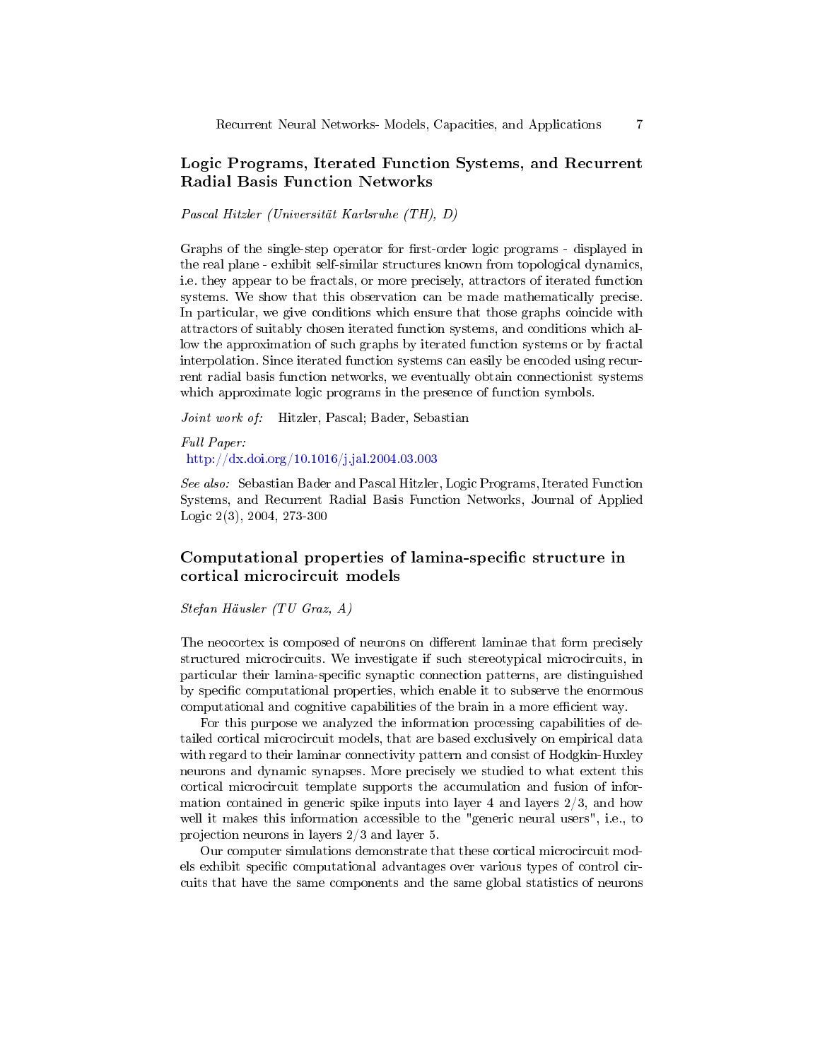## Logic Programs, Iterated Function Systems, and Recurrent Radial Basis Function Networks

*Pascal Hitzler (Universität Karlsruhe (TH), D)*

Graphs of the single-step operator for first-order logic programs - displayed in the real plane - exhibit self-similar structures known from topological dynamics, i.e. they appear to be fractals, or more precisely, attractors of iterated function systems. We show that this observation can be made mathematically precise. In particular, we give conditions which ensure that those graphs coincide with attractors of suitably chosen iterated function systems, and conditions which allow the approximation of such graphs by iterated function systems or by fractal interpolation. Since iterated function systems can easily be encoded using recurrent radial basis function networks, we eventually obtain connectionist systems which approximate logic programs in the presence of function symbols.

*Joint work of:* Hitzler, Pascal; Bader, Sebastian

*Full Paper:*
http://dx.doi.org/10.1016/j.jal.2004.03.003

*See also:* Sebastian Bader and Pascal Hitzler, Logic Programs, Iterated Function Systems, and Recurrent Radial Basis Function Networks, Journal of Applied Logic 2(3), 2004, 273-300

## Computational properties of lamina-specific structure in cortical microcircuit models

*Stefan Häusler (TU Graz, A)*

The neocortex is composed of neurons on different laminae that form precisely structured microcircuits. We investigate if such stereotypical microcircuits, in particular their lamina-specific synaptic connection patterns, are distinguished by specific computational properties, which enable it to subserve the enormous computational and cognitive capabilities of the brain in a more efficient way.

For this purpose we analyzed the information processing capabilities of detailed cortical microcircuit models, that are based exclusively on empirical data with regard to their laminar connectivity pattern and consist of Hodgkin-Huxley neurons and dynamic synapses. More precisely we studied to what extent this cortical microcircuit template supports the accumulation and fusion of information contained in generic spike inputs into layer 4 and layers 2/3, and how well it makes this information accessible to the "generic neural users", i.e., to projection neurons in layers 2/3 and layer 5.

Our computer simulations demonstrate that these cortical microcircuit models exhibit specific computational advantages over various types of control circuits that have the same components and the same global statistics of neurons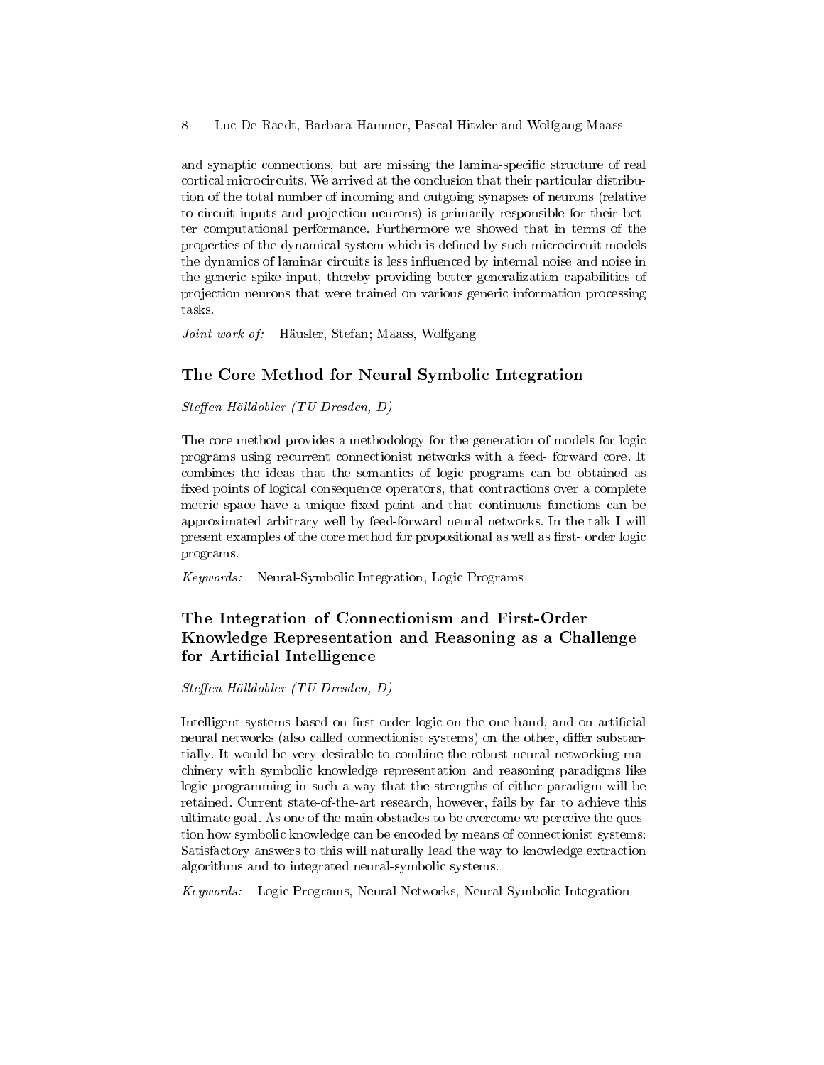and synaptic connections, but are missing the lamina-specific structure of real cortical microcircuits. We arrived at the conclusion that their particular distribution of the total number of incoming and outgoing synapses of neurons (relative to circuit inputs and projection neurons) is primarily responsible for their better computational performance. Furthermore we showed that in terms of the properties of the dynamical system which is defined by such microcircuit models the dynamics of laminar circuits is less influenced by internal noise and noise in the generic spike input, thereby providing better generalization capabilities of projection neurons that were trained on various generic information processing tasks.

*Joint work of:* Häusler, Stefan; Maass, Wolfgang

## The Core Method for Neural Symbolic Integration

*Steffen Hölldobler (TU Dresden, D)*

The core method provides a methodology for the generation of models for logic programs using recurrent connectionist networks with a feed- forward core. It combines the ideas that the semantics of logic programs can be obtained as fixed points of logical consequence operators, that contractions over a complete metric space have a unique fixed point and that continuous functions can be approximated arbitrary well by feed-forward neural networks. In the talk I will present examples of the core method for propositional as well as first- order logic programs.

*Keywords:* Neural-Symbolic Integration, Logic Programs

## The Integration of Connectionism and First-Order Knowledge Representation and Reasoning as a Challenge for Artificial Intelligence

*Steffen Hölldobler (TU Dresden, D)*

Intelligent systems based on first-order logic on the one hand, and on artificial neural networks (also called connectionist systems) on the other, differ substantially. It would be very desirable to combine the robust neural networking machinery with symbolic knowledge representation and reasoning paradigms like logic programming in such a way that the strengths of either paradigm will be retained. Current state-of-the-art research, however, fails by far to achieve this ultimate goal. As one of the main obstacles to be overcome we perceive the question how symbolic knowledge can be encoded by means of connectionist systems: Satisfactory answers to this will naturally lead the way to knowledge extraction algorithms and to integrated neural-symbolic systems.

*Keywords:* Logic Programs, Neural Networks, Neural Symbolic Integration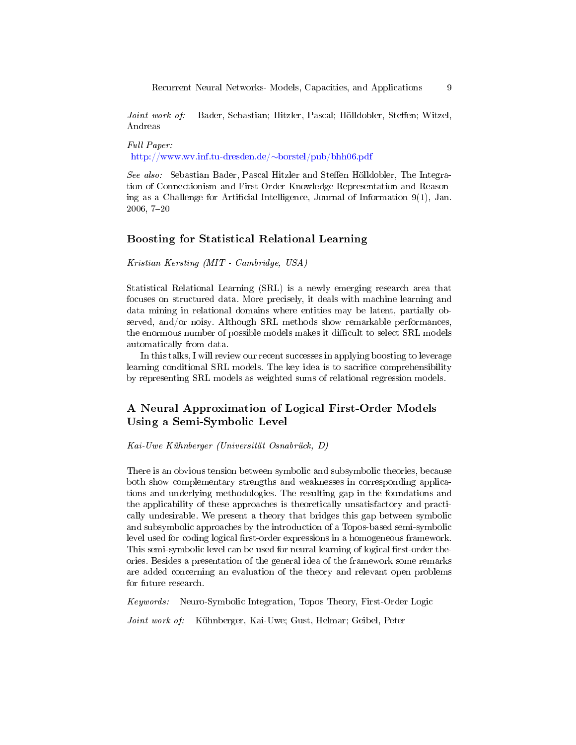*Joint work of:* Bader, Sebastian; Hitzler, Pascal; Hölldobler, Steffen; Witzel, Andreas

*Full Paper:*
http://www.wv.inf.tu-dresden.de/~borstel/pub/bhh06.pdf

*See also:* Sebastian Bader, Pascal Hitzler and Steffen Hölldobler, The Integration of Connectionism and First-Order Knowledge Representation and Reasoning as a Challenge for Artificial Intelligence, Journal of Information 9(1), Jan. 2006, 7–20

## Boosting for Statistical Relational Learning

*Kristian Kersting (MIT - Cambridge, USA)*

Statistical Relational Learning (SRL) is a newly emerging research area that focuses on structured data. More precisely, it deals with machine learning and data mining in relational domains where entities may be latent, partially observed, and/or noisy. Although SRL methods show remarkable performances, the enormous number of possible models makes it difficult to select SRL models automatically from data.

In this talks, I will review our recent successes in applying boosting to leverage learning conditional SRL models. The key idea is to sacrifice comprehensibility by representing SRL models as weighted sums of relational regression models.

## A Neural Approximation of Logical First-Order Models Using a Semi-Symbolic Level

*Kai-Uwe Kühnberger (Universität Osnabrück, D)*

There is an obvious tension between symbolic and subsymbolic theories, because both show complementary strengths and weaknesses in corresponding applications and underlying methodologies. The resulting gap in the foundations and the applicability of these approaches is theoretically unsatisfactory and practically undesirable. We present a theory that bridges this gap between symbolic and subsymbolic approaches by the introduction of a Topos-based semi-symbolic level used for coding logical first-order expressions in a homogeneous framework. This semi-symbolic level can be used for neural learning of logical first-order theories. Besides a presentation of the general idea of the framework some remarks are added concerning an evaluation of the theory and relevant open problems for future research.

*Keywords:* Neuro-Symbolic Integration, Topos Theory, First-Order Logic

*Joint work of:* Kühnberger, Kai-Uwe; Gust, Helmar; Geibel, Peter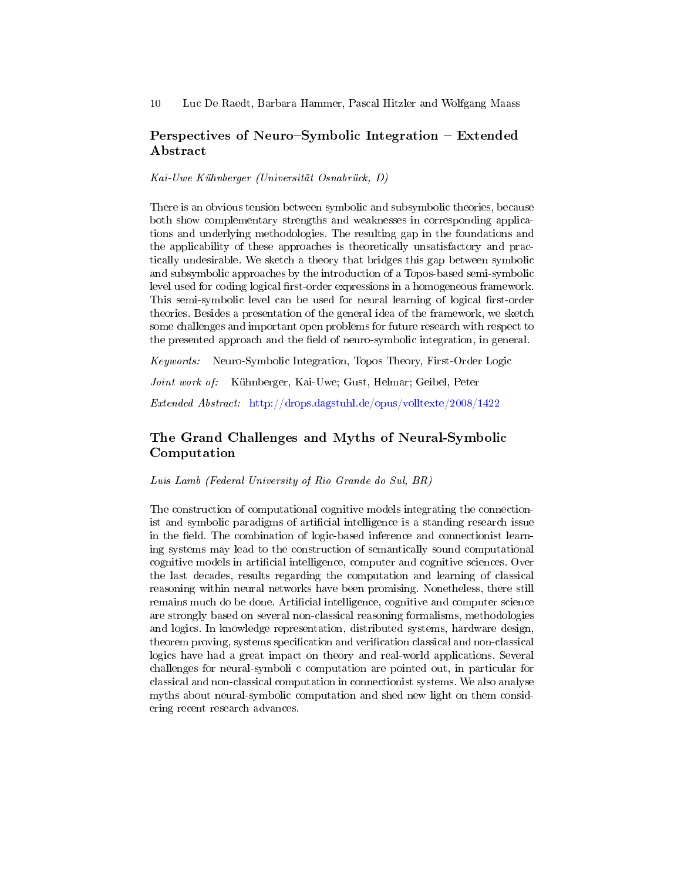## Perspectives of Neuro–Symbolic Integration – Extended Abstract

*Kai-Uwe Kühnberger (Universität Osnabrück, D)*

There is an obvious tension between symbolic and subsymbolic theories, because both show complementary strengths and weaknesses in corresponding applications and underlying methodologies. The resulting gap in the foundations and the applicability of these approaches is theoretically unsatisfactory and practically undesirable. We sketch a theory that bridges this gap between symbolic and subsymbolic approaches by the introduction of a Topos-based semi-symbolic level used for coding logical first-order expressions in a homogeneous framework. This semi-symbolic level can be used for neural learning of logical first-order theories. Besides a presentation of the general idea of the framework, we sketch some challenges and important open problems for future research with respect to the presented approach and the field of neuro-symbolic integration, in general.

*Keywords:* Neuro-Symbolic Integration, Topos Theory, First-Order Logic

*Joint work of:* Kühnberger, Kai-Uwe; Gust, Helmar; Geibel, Peter

*Extended Abstract:* http://drops.dagstuhl.de/opus/volltexte/2008/1422

## The Grand Challenges and Myths of Neural-Symbolic Computation

*Luis Lamb (Federal University of Rio Grande do Sul, BR)*

The construction of computational cognitive models integrating the connectionist and symbolic paradigms of artificial intelligence is a standing research issue in the field. The combination of logic-based inference and connectionist learning systems may lead to the construction of semantically sound computational cognitive models in artificial intelligence, computer and cognitive sciences. Over the last decades, results regarding the computation and learning of classical reasoning within neural networks have been promising. Nonetheless, there still remains much do be done. Artificial intelligence, cognitive and computer science are strongly based on several non-classical reasoning formalisms, methodologies and logics. In knowledge representation, distributed systems, hardware design, theorem proving, systems specification and verification classical and non-classical logics have had a great impact on theory and real-world applications. Several challenges for neural-symboli c computation are pointed out, in particular for classical and non-classical computation in connectionist systems. We also analyse myths about neural-symbolic computation and shed new light on them considering recent research advances.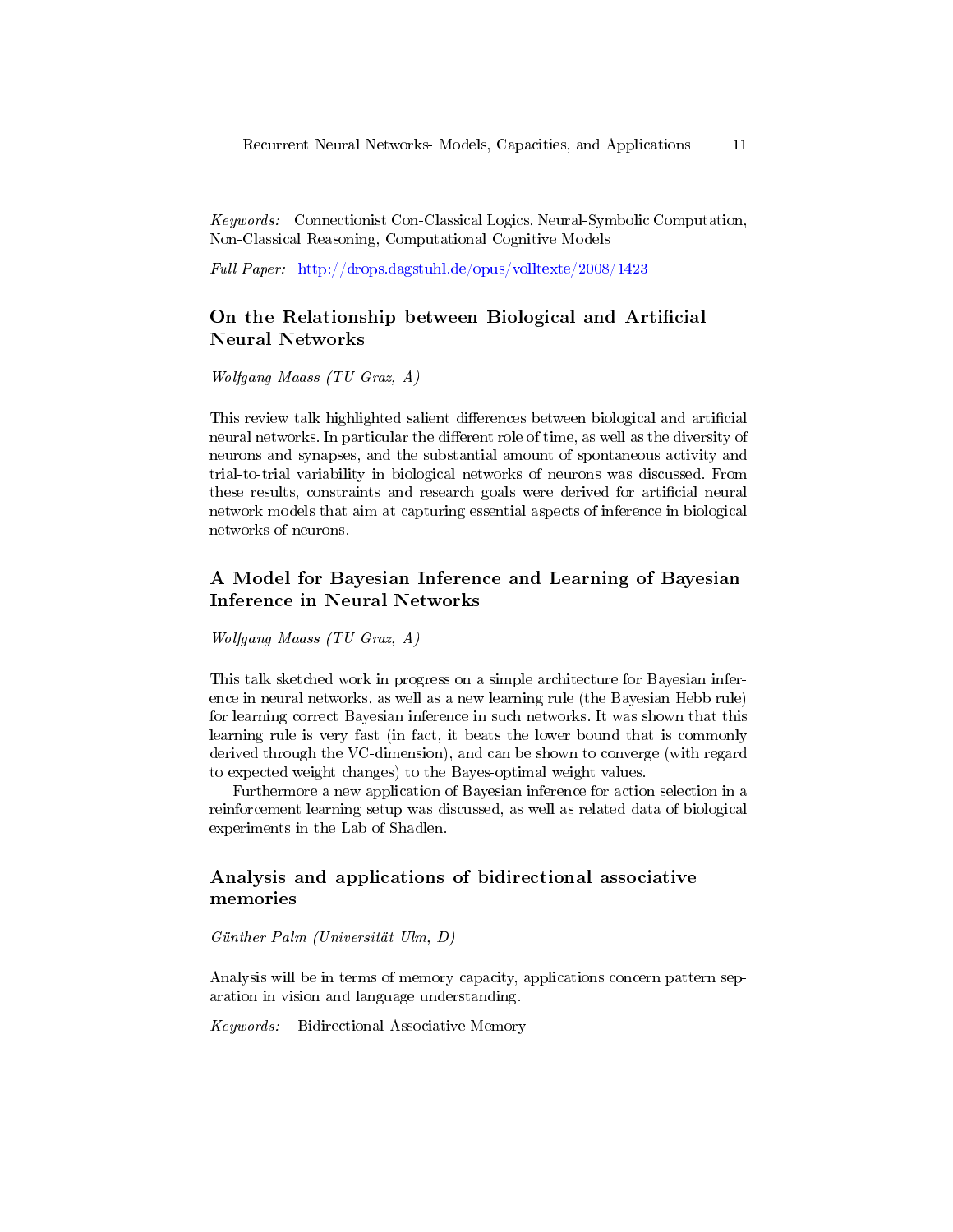*Keywords:* Connectionist Con-Classical Logics, Neural-Symbolic Computation, Non-Classical Reasoning, Computational Cognitive Models

*Full Paper:* http://drops.dagstuhl.de/opus/volltexte/2008/1423

## On the Relationship between Biological and Artificial Neural Networks

*Wolfgang Maass (TU Graz, A)*

This review talk highlighted salient differences between biological and artificial neural networks. In particular the different role of time, as well as the diversity of neurons and synapses, and the substantial amount of spontaneous activity and trial-to-trial variability in biological networks of neurons was discussed. From these results, constraints and research goals were derived for artificial neural network models that aim at capturing essential aspects of inference in biological networks of neurons.

## A Model for Bayesian Inference and Learning of Bayesian Inference in Neural Networks

*Wolfgang Maass (TU Graz, A)*

This talk sketched work in progress on a simple architecture for Bayesian inference in neural networks, as well as a new learning rule (the Bayesian Hebb rule) for learning correct Bayesian inference in such networks. It was shown that this learning rule is very fast (in fact, it beats the lower bound that is commonly derived through the VC-dimension), and can be shown to converge (with regard to expected weight changes) to the Bayes-optimal weight values.

Furthermore a new application of Bayesian inference for action selection in a reinforcement learning setup was discussed, as well as related data of biological experiments in the Lab of Shadlen.

## Analysis and applications of bidirectional associative memories

*Günther Palm (Universität Ulm, D)*

Analysis will be in terms of memory capacity, applications concern pattern separation in vision and language understanding.

*Keywords:* Bidirectional Associative Memory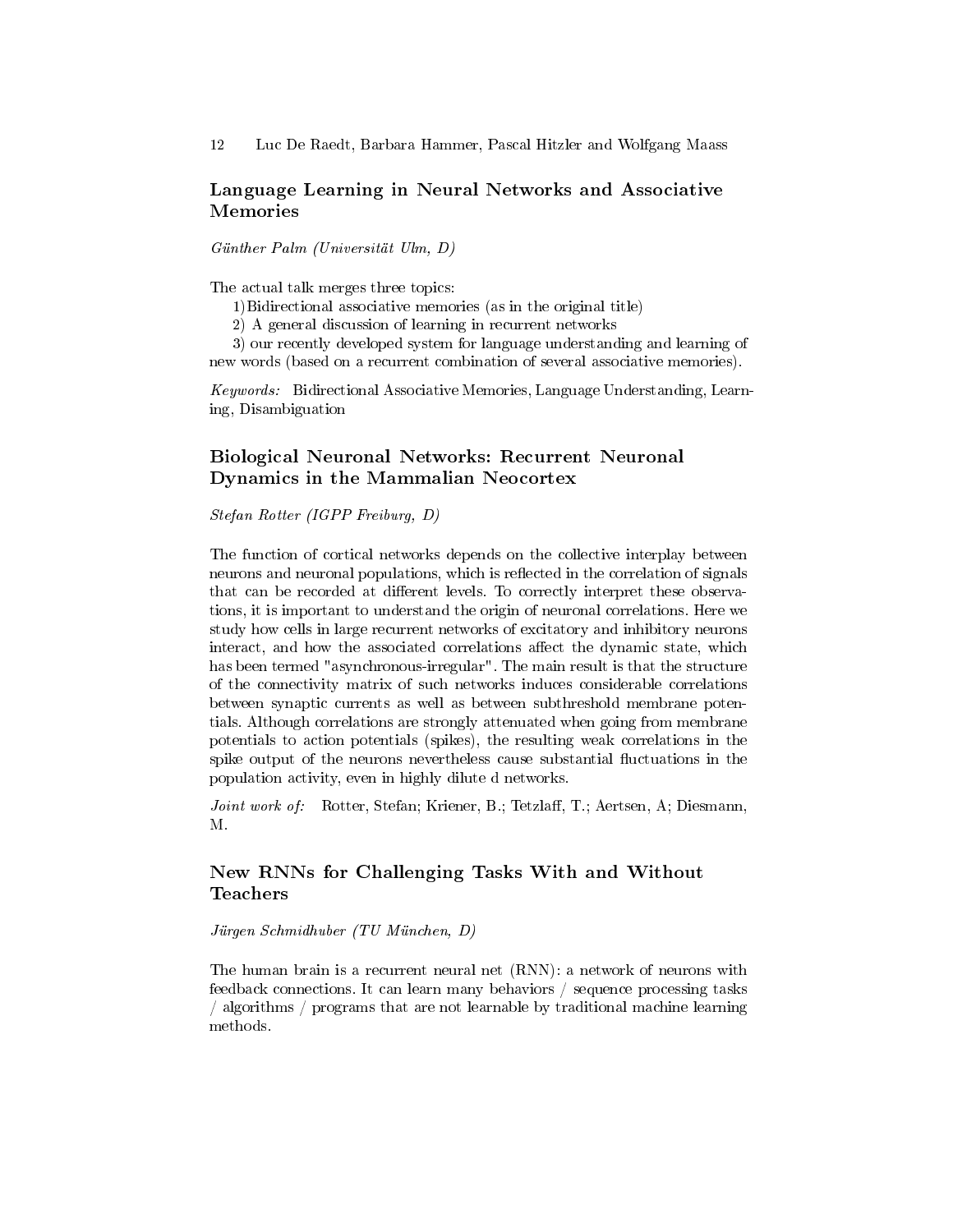## Language Learning in Neural Networks and Associative Memories

*Günther Palm (Universität Ulm, D)*

The actual talk merges three topics:

1)Bidirectional associative memories (as in the original title)

2) A general discussion of learning in recurrent networks

3) our recently developed system for language understanding and learning of new words (based on a recurrent combination of several associative memories).

*Keywords:* Bidirectional Associative Memories, Language Understanding, Learning, Disambiguation

## Biological Neuronal Networks: Recurrent Neuronal Dynamics in the Mammalian Neocortex

*Stefan Rotter (IGPP Freiburg, D)*

The function of cortical networks depends on the collective interplay between neurons and neuronal populations, which is reflected in the correlation of signals that can be recorded at different levels. To correctly interpret these observations, it is important to understand the origin of neuronal correlations. Here we study how cells in large recurrent networks of excitatory and inhibitory neurons interact, and how the associated correlations affect the dynamic state, which has been termed "asynchronous-irregular". The main result is that the structure of the connectivity matrix of such networks induces considerable correlations between synaptic currents as well as between subthreshold membrane potentials. Although correlations are strongly attenuated when going from membrane potentials to action potentials (spikes), the resulting weak correlations in the spike output of the neurons nevertheless cause substantial fluctuations in the population activity, even in highly dilute d networks.

*Joint work of:* Rotter, Stefan; Kriener, B.; Tetzlaff, T.; Aertsen, A; Diesmann, M.

## New RNNs for Challenging Tasks With and Without Teachers

*Jürgen Schmidhuber (TU München, D)*

The human brain is a recurrent neural net (RNN): a network of neurons with feedback connections. It can learn many behaviors / sequence processing tasks / algorithms / programs that are not learnable by traditional machine learning methods.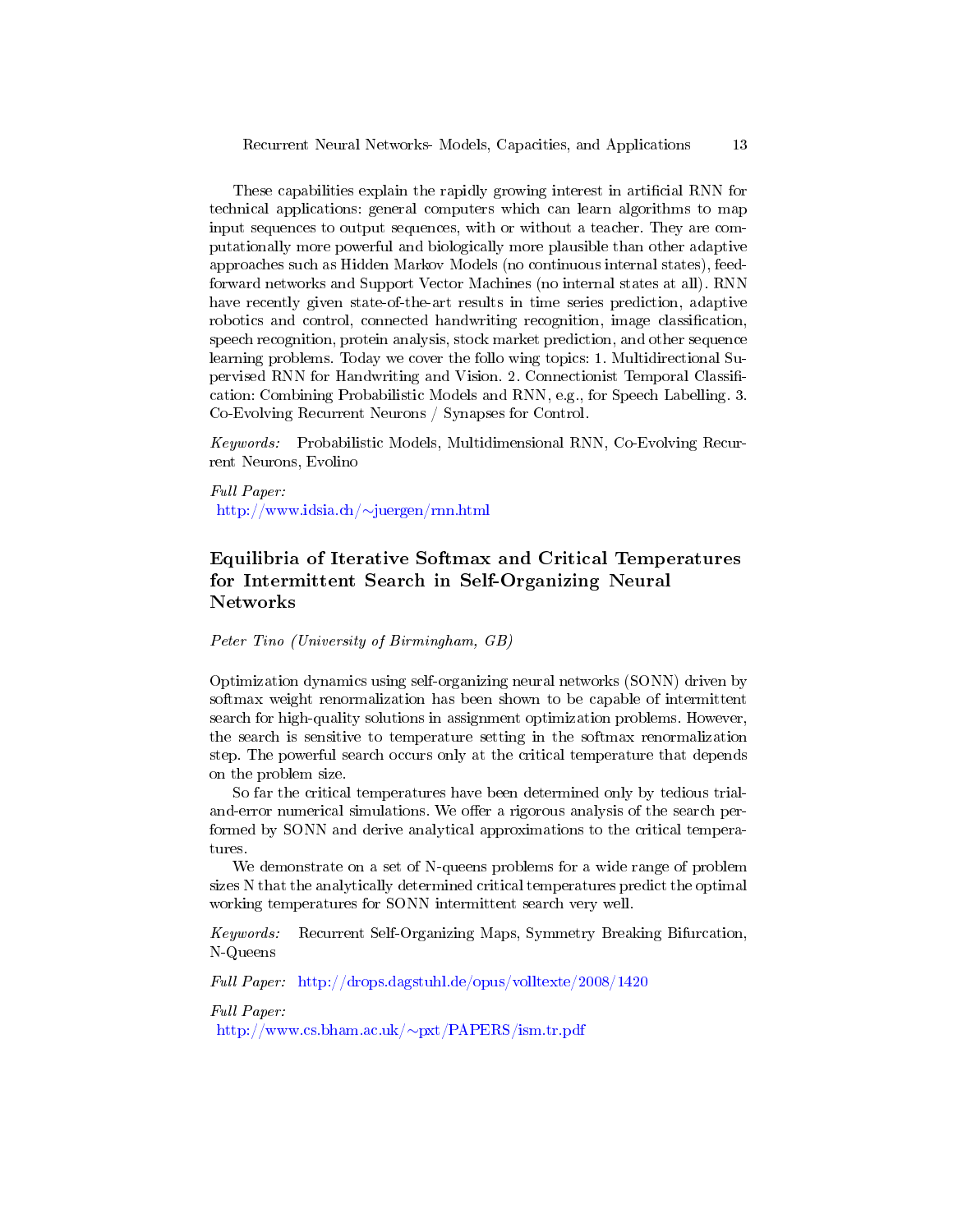These capabilities explain the rapidly growing interest in artificial RNN for technical applications: general computers which can learn algorithms to map input sequences to output sequences, with or without a teacher. They are computationally more powerful and biologically more plausible than other adaptive approaches such as Hidden Markov Models (no continuous internal states), feedforward networks and Support Vector Machines (no internal states at all). RNN have recently given state-of-the-art results in time series prediction, adaptive robotics and control, connected handwriting recognition, image classification, speech recognition, protein analysis, stock market prediction, and other sequence learning problems. Today we cover the follo wing topics: 1. Multidirectional Supervised RNN for Handwriting and Vision. 2. Connectionist Temporal Classification: Combining Probabilistic Models and RNN, e.g., for Speech Labelling. 3. Co-Evolving Recurrent Neurons / Synapses for Control.

*Keywords:* Probabilistic Models, Multidimensional RNN, Co-Evolving Recurrent Neurons, Evolino

*Full Paper:*
http://www.idsia.ch/~juergen/rnn.html

## Equilibria of Iterative Softmax and Critical Temperatures for Intermittent Search in Self-Organizing Neural Networks

*Peter Tino (University of Birmingham, GB)*

Optimization dynamics using self-organizing neural networks (SONN) driven by softmax weight renormalization has been shown to be capable of intermittent search for high-quality solutions in assignment optimization problems. However, the search is sensitive to temperature setting in the softmax renormalization step. The powerful search occurs only at the critical temperature that depends on the problem size.

So far the critical temperatures have been determined only by tedious trial-and-error numerical simulations. We offer a rigorous analysis of the search performed by SONN and derive analytical approximations to the critical temperatures.

We demonstrate on a set of N-queens problems for a wide range of problem sizes N that the analytically determined critical temperatures predict the optimal working temperatures for SONN intermittent search very well.

*Keywords:* Recurrent Self-Organizing Maps, Symmetry Breaking Bifurcation, N-Queens

*Full Paper:* http://drops.dagstuhl.de/opus/volltexte/2008/1420

*Full Paper:*
http://www.cs.bham.ac.uk/~pxt/PAPERS/ism.tr.pdf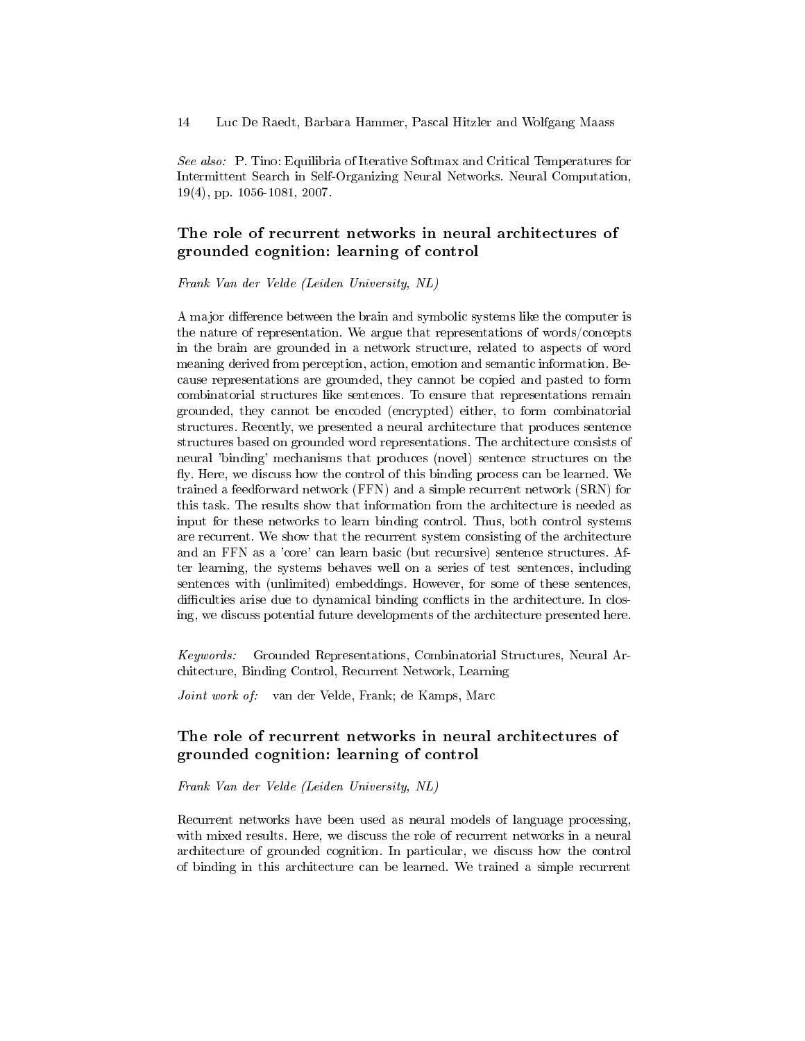*See also:* P. Tino: Equilibria of Iterative Softmax and Critical Temperatures for Intermittent Search in Self-Organizing Neural Networks. Neural Computation, 19(4), pp. 1056-1081, 2007.

## The role of recurrent networks in neural architectures of grounded cognition: learning of control

*Frank Van der Velde (Leiden University, NL)*

A major difference between the brain and symbolic systems like the computer is the nature of representation. We argue that representations of words/concepts in the brain are grounded in a network structure, related to aspects of word meaning derived from perception, action, emotion and semantic information. Because representations are grounded, they cannot be copied and pasted to form combinatorial structures like sentences. To ensure that representations remain grounded, they cannot be encoded (encrypted) either, to form combinatorial structures. Recently, we presented a neural architecture that produces sentence structures based on grounded word representations. The architecture consists of neural 'binding' mechanisms that produces (novel) sentence structures on the fly. Here, we discuss how the control of this binding process can be learned. We trained a feedforward network (FFN) and a simple recurrent network (SRN) for this task. The results show that information from the architecture is needed as input for these networks to learn binding control. Thus, both control systems are recurrent. We show that the recurrent system consisting of the architecture and an FFN as a 'core' can learn basic (but recursive) sentence structures. After learning, the systems behaves well on a series of test sentences, including sentences with (unlimited) embeddings. However, for some of these sentences, difficulties arise due to dynamical binding conflicts in the architecture. In closing, we discuss potential future developments of the architecture presented here.

*Keywords:* Grounded Representations, Combinatorial Structures, Neural Architecture, Binding Control, Recurrent Network, Learning

*Joint work of:* van der Velde, Frank; de Kamps, Marc

## The role of recurrent networks in neural architectures of grounded cognition: learning of control

*Frank Van der Velde (Leiden University, NL)*

Recurrent networks have been used as neural models of language processing, with mixed results. Here, we discuss the role of recurrent networks in a neural architecture of grounded cognition. In particular, we discuss how the control of binding in this architecture can be learned. We trained a simple recurrent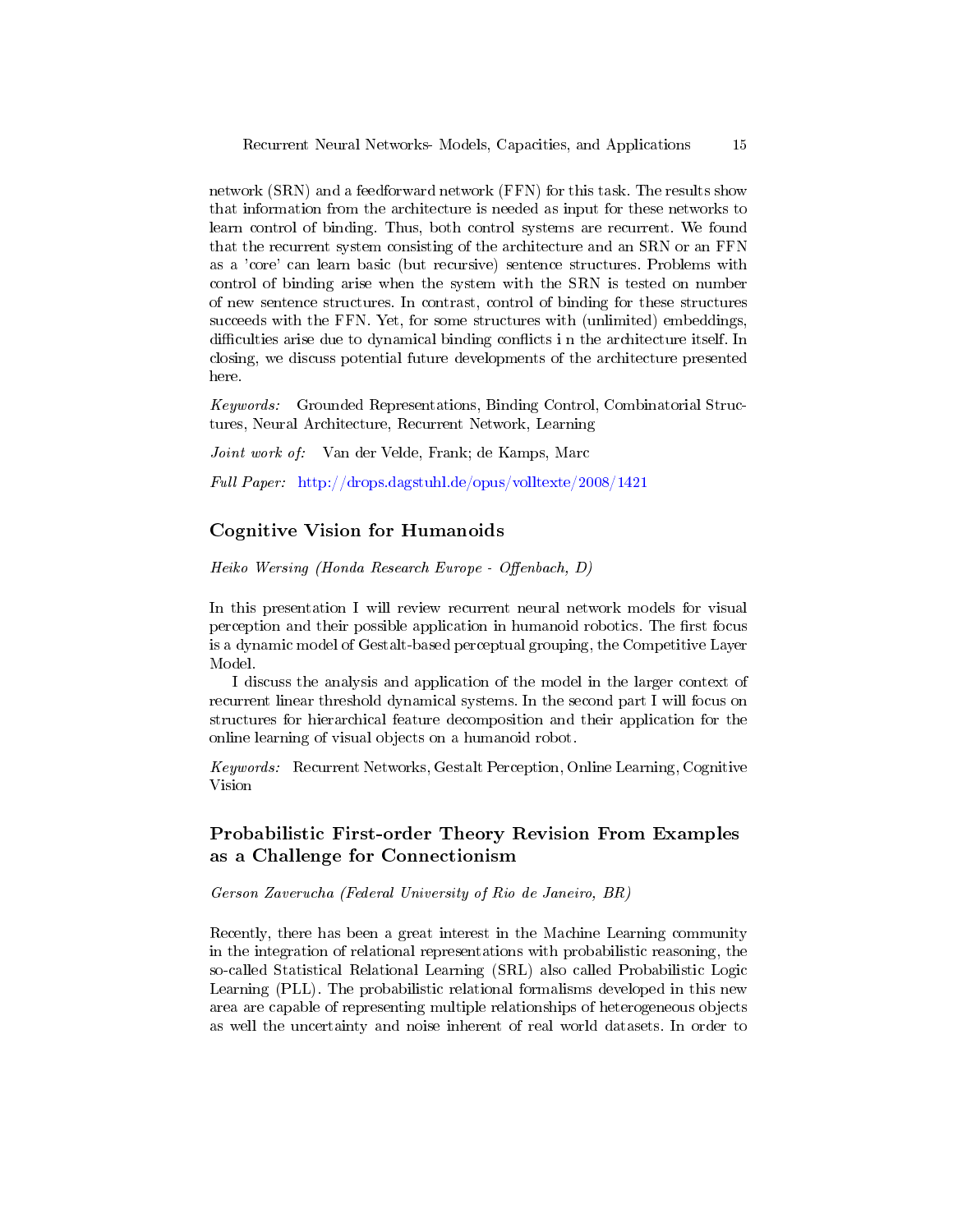network (SRN) and a feedforward network (FFN) for this task. The results show that information from the architecture is needed as input for these networks to learn control of binding. Thus, both control systems are recurrent. We found that the recurrent system consisting of the architecture and an SRN or an FFN as a 'core' can learn basic (but recursive) sentence structures. Problems with control of binding arise when the system with the SRN is tested on number of new sentence structures. In contrast, control of binding for these structures succeeds with the FFN. Yet, for some structures with (unlimited) embeddings, difficulties arise due to dynamical binding conflicts i n the architecture itself. In closing, we discuss potential future developments of the architecture presented here.

*Keywords:* Grounded Representations, Binding Control, Combinatorial Structures, Neural Architecture, Recurrent Network, Learning

*Joint work of:* Van der Velde, Frank; de Kamps, Marc

*Full Paper:* http://drops.dagstuhl.de/opus/volltexte/2008/1421

## Cognitive Vision for Humanoids

*Heiko Wersing (Honda Research Europe - Offenbach, D)*

In this presentation I will review recurrent neural network models for visual perception and their possible application in humanoid robotics. The first focus is a dynamic model of Gestalt-based perceptual grouping, the Competitive Layer Model.

I discuss the analysis and application of the model in the larger context of recurrent linear threshold dynamical systems. In the second part I will focus on structures for hierarchical feature decomposition and their application for the online learning of visual objects on a humanoid robot.

*Keywords:* Recurrent Networks, Gestalt Perception, Online Learning, Cognitive Vision

## Probabilistic First-order Theory Revision From Examples as a Challenge for Connectionism

*Gerson Zaverucha (Federal University of Rio de Janeiro, BR)*

Recently, there has been a great interest in the Machine Learning community in the integration of relational representations with probabilistic reasoning, the so-called Statistical Relational Learning (SRL) also called Probabilistic Logic Learning (PLL). The probabilistic relational formalisms developed in this new area are capable of representing multiple relationships of heterogeneous objects as well the uncertainty and noise inherent of real world datasets. In order to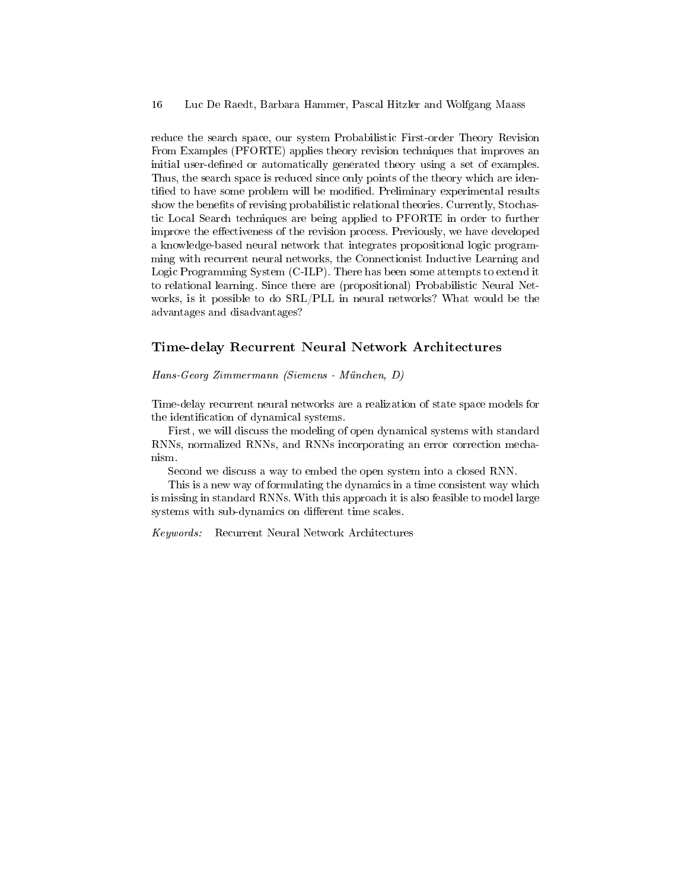reduce the search space, our system Probabilistic First-order Theory Revision From Examples (PFORTE) applies theory revision techniques that improves an initial user-defined or automatically generated theory using a set of examples. Thus, the search space is reduced since only points of the theory which are identified to have some problem will be modified. Preliminary experimental results show the benefits of revising probabilistic relational theories. Currently, Stochastic Local Search techniques are being applied to PFORTE in order to further improve the effectiveness of the revision process. Previously, we have developed a knowledge-based neural network that integrates propositional logic programming with recurrent neural networks, the Connectionist Inductive Learning and Logic Programming System (C-ILP). There has been some attempts to extend it to relational learning. Since there are (propositional) Probabilistic Neural Networks, is it possible to do SRL/PLL in neural networks? What would be the advantages and disadvantages?

## Time-delay Recurrent Neural Network Architectures

*Hans-Georg Zimmermann (Siemens - München, D)*

Time-delay recurrent neural networks are a realization of state space models for the identification of dynamical systems.

First, we will discuss the modeling of open dynamical systems with standard RNNs, normalized RNNs, and RNNs incorporating an error correction mechanism.

Second we discuss a way to embed the open system into a closed RNN.

This is a new way of formulating the dynamics in a time consistent way which is missing in standard RNNs. With this approach it is also feasible to model large systems with sub-dynamics on different time scales.

*Keywords:* Recurrent Neural Network Architectures